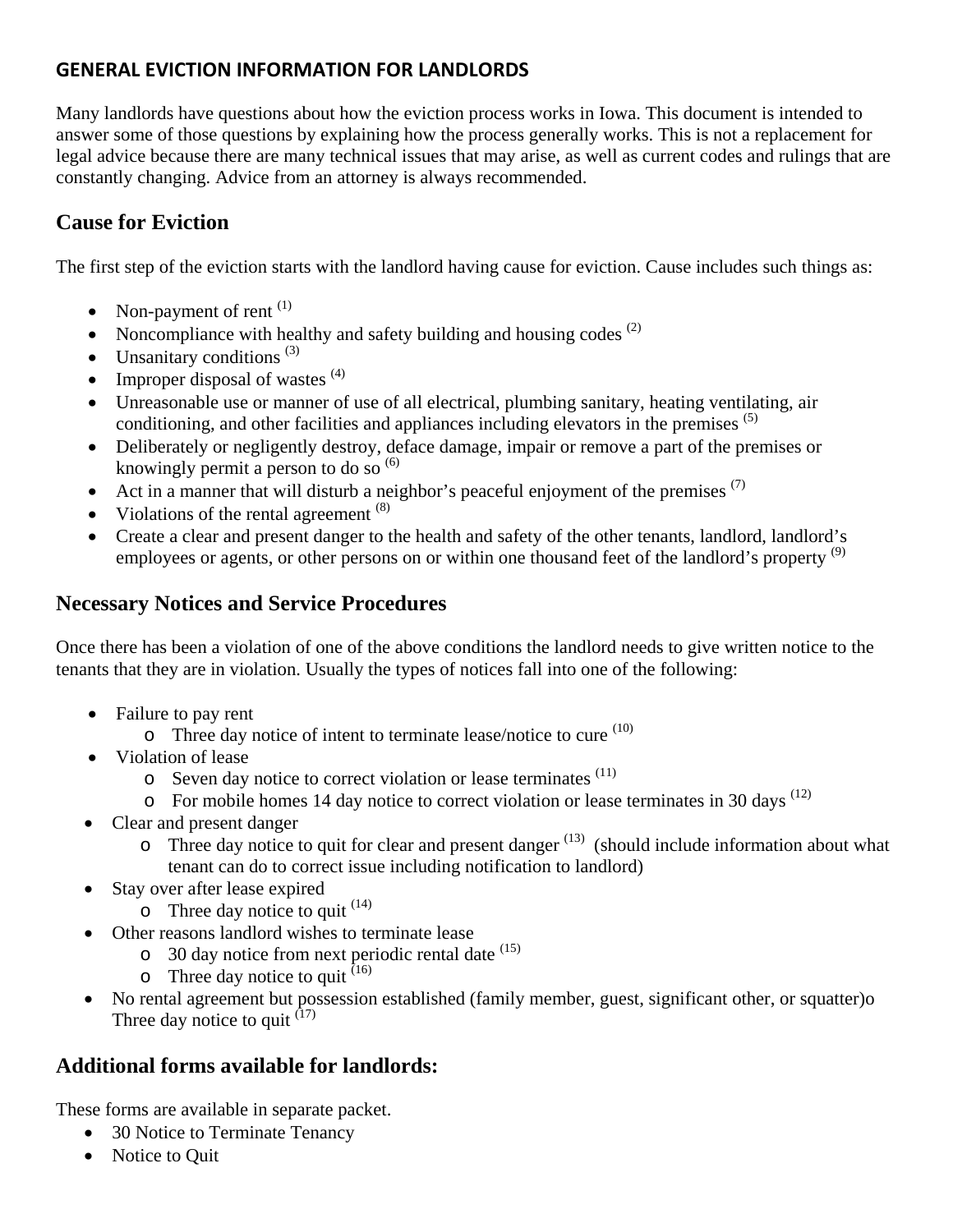## GENERAL EVICTION INFORMATION FOR LANDLORDS

Many landlords have questions about how the eviction process works in Iowa. This document is intended to answer some of those questions by explaining how the process generally works. This is not a replacement for legal advice because there are many technical issues that may arise, as well as current codes and rulings that are constantly changing. Advice from an attorney is always recommended.

## Cause for Eviction

The first step of the eviction starts with the landlord having cause for eviction. Cause includes such things as:

- Non-payment of rent [(1)]
- Noncompliance with healthy and safety building and housing codes [(2)]
- Unsanitary conditions [(3)]
- Improper disposal of wastes [(4)]
- Unreasonable use or manner of use of all electrical, plumbing sanitary, heating ventilating, air conditioning, and other facilities and appliances including elevators in the premises [(5)]
- Deliberately or negligently destroy, deface damage, impair or remove a part of the premises or knowingly permit a person to do so [(6)]
- Act in a manner that will disturb a neighbor's peaceful enjoyment of the premises [(7)]
- Violations of the rental agreement [(8)]
- Create a clear and present danger to the health and safety of the other tenants, landlord, landlord's employees or agents, or other persons on or within one thousand feet of the landlord's property [(9)]

## Necessary Notices and Service Procedures

Once there has been a violation of one of the above conditions the landlord needs to give written notice to the tenants that they are in violation. Usually the types of notices fall into one of the following:

- Failure to pay rent
  - Three day notice of intent to terminate lease/notice to cure [(10)]
- Violation of lease
  - Seven day notice to correct violation or lease terminates [(11)]
  - For mobile homes 14 day notice to correct violation or lease terminates in 30 days [(12)]
- Clear and present danger
  - Three day notice to quit for clear and present danger [(13)] (should include information about what tenant can do to correct issue including notification to landlord)
- Stay over after lease expired
  - Three day notice to quit [(14)]
- Other reasons landlord wishes to terminate lease
  - 30 day notice from next periodic rental date [(15)]
  - Three day notice to quit [(16)]
- No rental agreement but possession established (family member, guest, significant other, or squatter)o Three day notice to quit [(17)]

## Additional forms available for landlords:

These forms are available in separate packet.

- 30 Notice to Terminate Tenancy
- Notice to Quit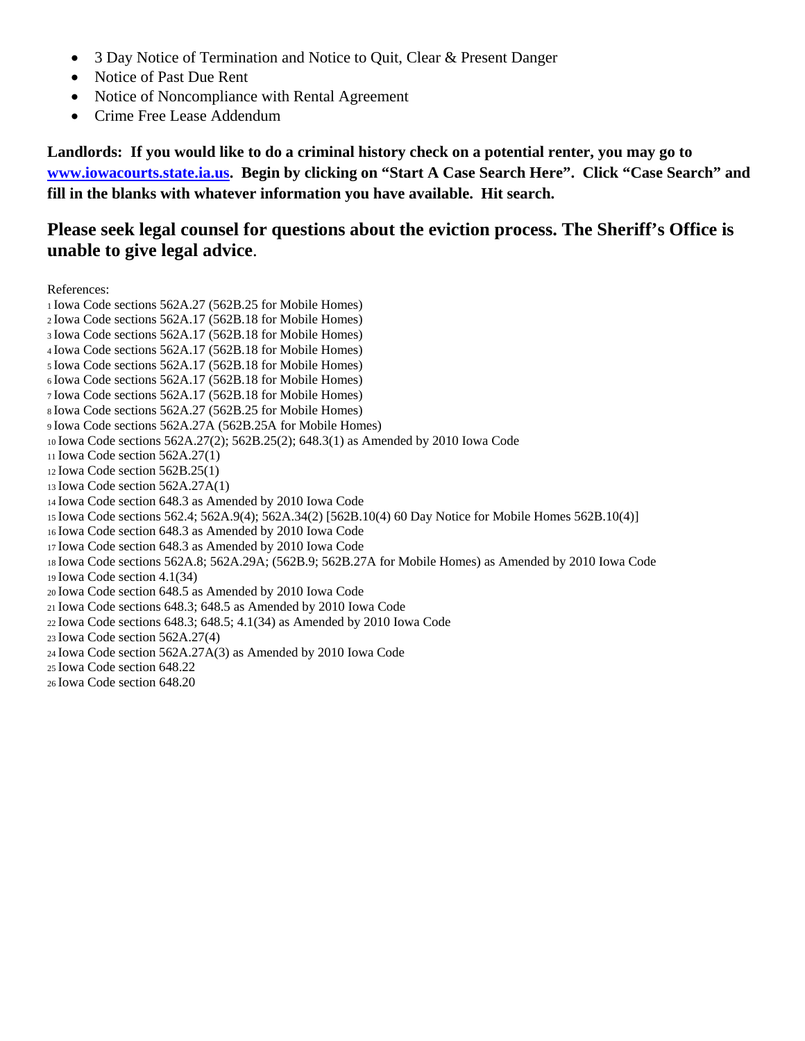- 3 Day Notice of Termination and Notice to Quit, Clear & Present Danger
- Notice of Past Due Rent
- Notice of Noncompliance with Rental Agreement
- Crime Free Lease Addendum

**Landlords: If you would like to do a criminal history check on a potential renter, you may go to [www.iowacourts.state.ia.us](http://www.iowacourts.state.ia.us). Begin by clicking on "Start A Case Search Here". Click "Case Search" and fill in the blanks with whatever information you have available. Hit search.**

## Please seek legal counsel for questions about the eviction process. The Sheriff's Office is unable to give legal advice.

References:

1 Iowa Code sections 562A.27 (562B.25 for Mobile Homes)
2 Iowa Code sections 562A.17 (562B.18 for Mobile Homes)
3 Iowa Code sections 562A.17 (562B.18 for Mobile Homes)
4 Iowa Code sections 562A.17 (562B.18 for Mobile Homes)
5 Iowa Code sections 562A.17 (562B.18 for Mobile Homes)
6 Iowa Code sections 562A.17 (562B.18 for Mobile Homes)
7 Iowa Code sections 562A.17 (562B.18 for Mobile Homes)
8 Iowa Code sections 562A.27 (562B.25 for Mobile Homes)
9 Iowa Code sections 562A.27A (562B.25A for Mobile Homes)
10 Iowa Code sections 562A.27(2); 562B.25(2); 648.3(1) as Amended by 2010 Iowa Code
11 Iowa Code section 562A.27(1)
12 Iowa Code section 562B.25(1)
13 Iowa Code section 562A.27A(1)
14 Iowa Code section 648.3 as Amended by 2010 Iowa Code
15 Iowa Code sections 562.4; 562A.9(4); 562A.34(2) [562B.10(4) 60 Day Notice for Mobile Homes 562B.10(4)]
16 Iowa Code section 648.3 as Amended by 2010 Iowa Code
17 Iowa Code section 648.3 as Amended by 2010 Iowa Code
18 Iowa Code sections 562A.8; 562A.29A; (562B.9; 562B.27A for Mobile Homes) as Amended by 2010 Iowa Code
19 Iowa Code section 4.1(34)
20 Iowa Code section 648.5 as Amended by 2010 Iowa Code
21 Iowa Code sections 648.3; 648.5 as Amended by 2010 Iowa Code
22 Iowa Code sections 648.3; 648.5; 4.1(34) as Amended by 2010 Iowa Code
23 Iowa Code section 562A.27(4)
24 Iowa Code section 562A.27A(3) as Amended by 2010 Iowa Code
25 Iowa Code section 648.22
26 Iowa Code section 648.20